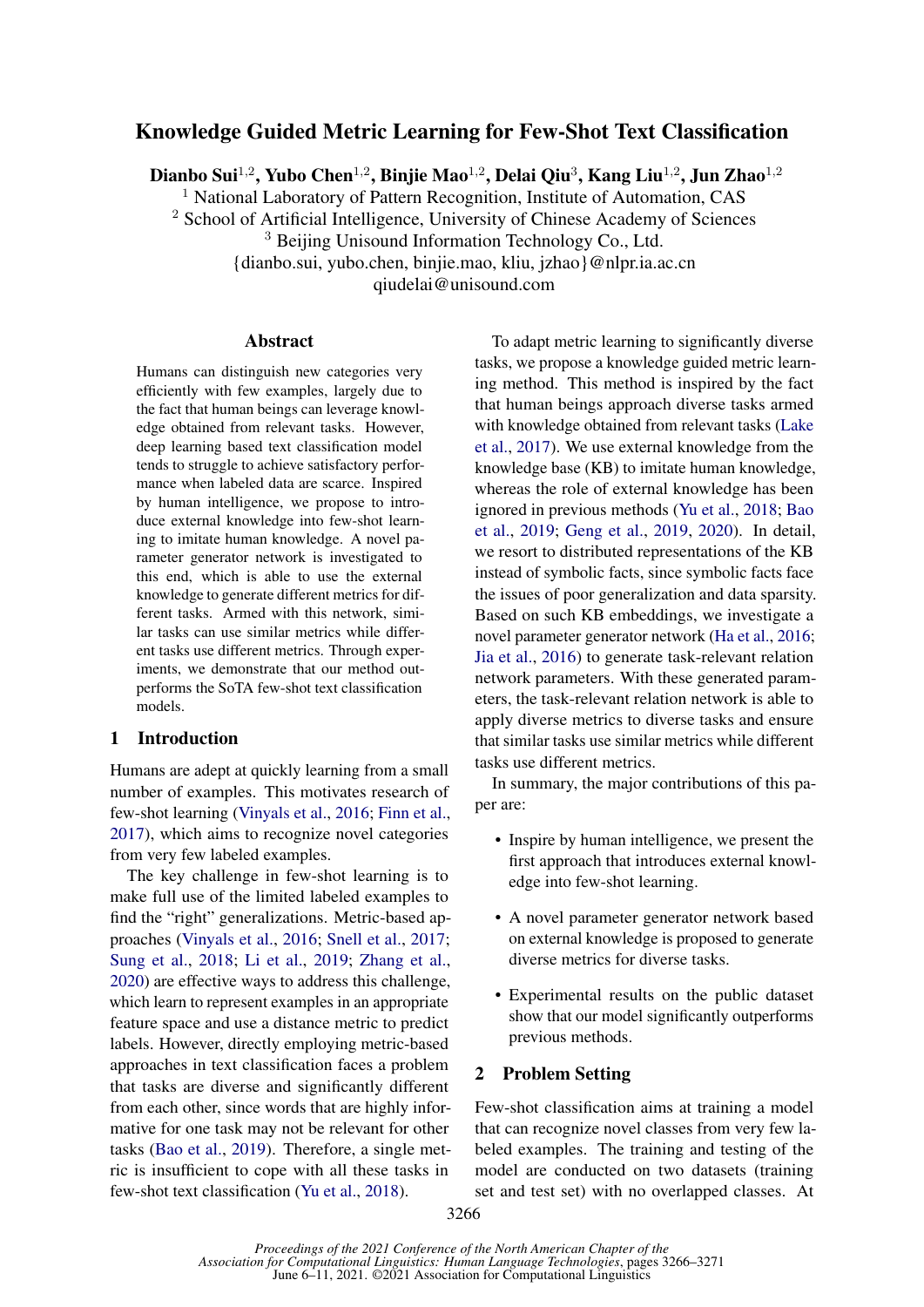# Knowledge Guided Metric Learning for Few-Shot Text Classification

**Dianbo Sui[1,2], Yubo Chen[1,2], Binjie Mao[1,2], Delai Qiu[3], Kang Liu[1,2], Jun Zhao[1,2]**

[1] National Laboratory of Pattern Recognition, Institute of Automation, CAS
[2] School of Artificial Intelligence, University of Chinese Academy of Sciences
[3] Beijing Unisound Information Technology Co., Ltd.
{dianbo.sui, yubo.chen, binjie.mao, kliu, jzhao}@nlpr.ia.ac.cn
qiudelai@unisound.com

## Abstract

Humans can distinguish new categories very efficiently with few examples, largely due to the fact that human beings can leverage knowledge obtained from relevant tasks. However, deep learning based text classification model tends to struggle to achieve satisfactory performance when labeled data are scarce. Inspired by human intelligence, we propose to introduce external knowledge into few-shot learning to imitate human knowledge. A novel parameter generator network is investigated to this end, which is able to use the external knowledge to generate different metrics for different tasks. Armed with this network, similar tasks can use similar metrics while different tasks use different metrics. Through experiments, we demonstrate that our method outperforms the SoTA few-shot text classification models.

## 1 Introduction

Humans are adept at quickly learning from a small number of examples. This motivates research of few-shot learning (Vinyals et al., 2016; Finn et al., 2017), which aims to recognize novel categories from very few labeled examples.

The key challenge in few-shot learning is to make full use of the limited labeled examples to find the "right" generalizations. Metric-based approaches (Vinyals et al., 2016; Snell et al., 2017; Sung et al., 2018; Li et al., 2019; Zhang et al., 2020) are effective ways to address this challenge, which learn to represent examples in an appropriate feature space and use a distance metric to predict labels. However, directly employing metric-based approaches in text classification faces a problem that tasks are diverse and significantly different from each other, since words that are highly informative for one task may not be relevant for other tasks (Bao et al., 2019). Therefore, a single metric is insufficient to cope with all these tasks in few-shot text classification (Yu et al., 2018).

To adapt metric learning to significantly diverse tasks, we propose a knowledge guided metric learning method. This method is inspired by the fact that human beings approach diverse tasks armed with knowledge obtained from relevant tasks (Lake et al., 2017). We use external knowledge from the knowledge base (KB) to imitate human knowledge, whereas the role of external knowledge has been ignored in previous methods (Yu et al., 2018; Bao et al., 2019; Geng et al., 2019, 2020). In detail, we resort to distributed representations of the KB instead of symbolic facts, since symbolic facts face the issues of poor generalization and data sparsity. Based on such KB embeddings, we investigate a novel parameter generator network (Ha et al., 2016; Jia et al., 2016) to generate task-relevant relation network parameters. With these generated parameters, the task-relevant relation network is able to apply diverse metrics to diverse tasks and ensure that similar tasks use similar metrics while different tasks use different metrics.

In summary, the major contributions of this paper are:

- Inspire by human intelligence, we present the first approach that introduces external knowledge into few-shot learning.
- A novel parameter generator network based on external knowledge is proposed to generate diverse metrics for diverse tasks.
- Experimental results on the public dataset show that our model significantly outperforms previous methods.

## 2 Problem Setting

Few-shot classification aims at training a model that can recognize novel classes from very few labeled examples. The training and testing of the model are conducted on two datasets (training set and test set) with no overlapped classes. At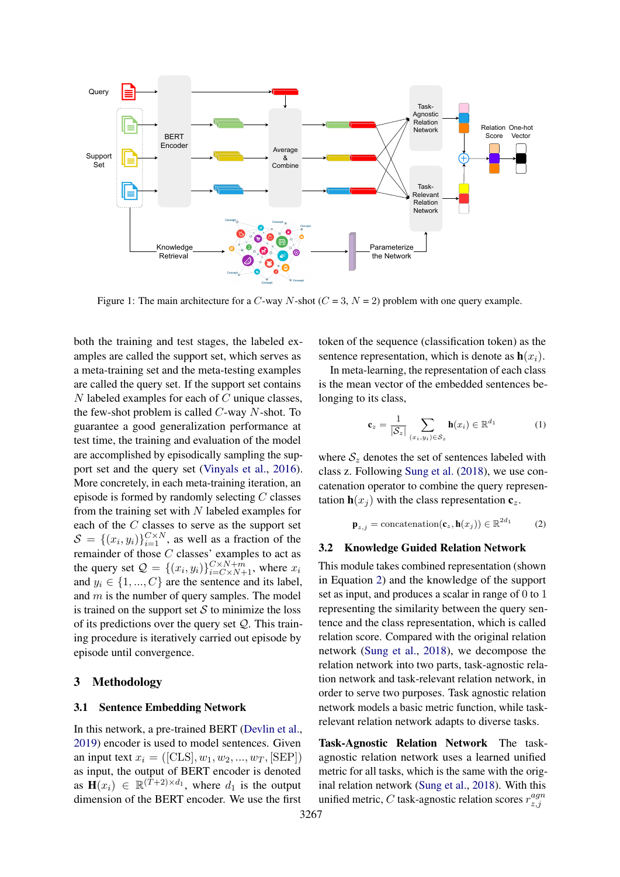Figure 1: The main architecture for a $C$-way $N$-shot ($C$ = 3, $N$ = 2) problem with one query example.

both the training and test stages, the labeled examples are called the support set, which serves as a meta-training set and the meta-testing examples are called the query set. If the support set contains $N$ labeled examples for each of $C$ unique classes, the few-shot problem is called $C$-way $N$-shot. To guarantee a good generalization performance at test time, the training and evaluation of the model are accomplished by episodically sampling the support set and the query set (Vinyals et al., 2016). More concretely, in each meta-training iteration, an episode is formed by randomly selecting $C$ classes from the training set with $N$ labeled examples for each of the $C$ classes to serve as the support set $\mathcal{S} = \{(x_i, y_i)\}_{i=1}^{C \times N}$, as well as a fraction of the remainder of those $C$ classes' examples to act as the query set $\mathcal{Q} = \{(x_i, y_i)\}_{i=C \times N+1}^{C \times N+m}$, where $x_i$ and $y_i \in \{1, ..., C\}$ are the sentence and its label, and $m$ is the number of query samples. The model is trained on the support set $\mathcal{S}$ to minimize the loss of its predictions over the query set $\mathcal{Q}$. This training procedure is iteratively carried out episode by episode until convergence.

## 3 Methodology

### 3.1 Sentence Embedding Network

In this network, a pre-trained BERT (Devlin et al., 2019) encoder is used to model sentences. Given an input text $x_i = ([\text{CLS}], w_1, w_2, ..., w_T, [\text{SEP}])$ as input, the output of BERT encoder is denoted as $\mathbf{H}(x_i) \in \mathbb{R}^{(T+2) \times d_1}$, where $d_1$ is the output dimension of the BERT encoder. We use the first token of the sequence (classification token) as the sentence representation, which is denote as $\mathbf{h}(x_i)$.

In meta-learning, the representation of each class is the mean vector of the embedded sentences belonging to its class,

$$\mathbf{c}_z = \frac{1}{|\mathcal{S}_z|} \sum_{(x_i, y_i) \in \mathcal{S}_z} \mathbf{h}(x_i) \in \mathbb{R}^{d_1} \tag{1}$$

where $\mathcal{S}_z$ denotes the set of sentences labeled with class z. Following Sung et al. (2018), we use concatenation operator to combine the query representation $\mathbf{h}(x_j)$ with the class representation $\mathbf{c}_z$.

$$\mathbf{p}_{z,j} = \text{concatenation}(\mathbf{c}_z, \mathbf{h}(x_j)) \in \mathbb{R}^{2d_1} \tag{2}$$

### 3.2 Knowledge Guided Relation Network

This module takes combined representation (shown in Equation 2) and the knowledge of the support set as input, and produces a scalar in range of 0 to 1 representing the similarity between the query sentence and the class representation, which is called relation score. Compared with the original relation network (Sung et al., 2018), we decompose the relation network into two parts, task-agnostic relation network and task-relevant relation network, in order to serve two purposes. Task agnostic relation network models a basic metric function, while task-relevant relation network adapts to diverse tasks.

**Task-Agnostic Relation Network** The task-agnostic relation network uses a learned unified metric for all tasks, which is the same with the original relation network (Sung et al., 2018). With this unified metric, $C$ task-agnostic relation scores $r_{z,j}^{agn}$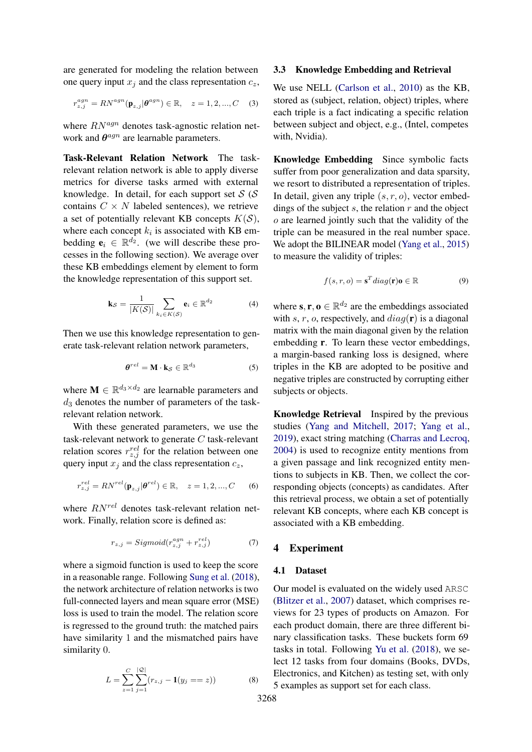are generated for modeling the relation between one query input $x_j$ and the class representation $c_z$,

$$r^{agn}_{z,j} = RN^{agn}(\mathbf{p}_{z,j}|\boldsymbol{\theta}^{agn}) \in \mathbb{R}, \quad z = 1, 2, ..., C \tag{3}$$

where $RN^{agn}$ denotes task-agnostic relation network and $\boldsymbol{\theta}^{agn}$ are learnable parameters.

**Task-Relevant Relation Network** The task-relevant relation network is able to apply diverse metrics for diverse tasks armed with external knowledge. In detail, for each support set $\mathcal{S}$ ($\mathcal{S}$ contains $C \times N$ labeled sentences), we retrieve a set of potentially relevant KB concepts $K(\mathcal{S})$, where each concept $k_i$ is associated with KB embedding $\mathbf{e}_i \in \mathbb{R}^{d_2}$. (we will describe these processes in the following section). We average over these KB embeddings element by element to form the knowledge representation of this support set.

$$\mathbf{k}_{\mathcal{S}} = \frac{1}{|K(\mathcal{S})|} \sum_{k_i \in K(\mathcal{S})} \mathbf{e}_i \in \mathbb{R}^{d_2} \tag{4}$$

Then we use this knowledge representation to generate task-relevant relation network parameters,

$$\boldsymbol{\theta}^{rel} = \mathbf{M} \cdot \mathbf{k}_{\mathcal{S}} \in \mathbb{R}^{d_3} \tag{5}$$

where $\mathbf{M} \in \mathbb{R}^{d_3 \times d_2}$ are learnable parameters and $d_3$ denotes the number of parameters of the task-relevant relation network.

With these generated parameters, we use the task-relevant network to generate $C$ task-relevant relation scores $r^{rel}_{z,j}$ for the relation between one query input $x_j$ and the class representation $c_z$,

$$r^{rel}_{z,j} = RN^{rel}(\mathbf{p}_{z,j}|\boldsymbol{\theta}^{rel}) \in \mathbb{R}, \quad z = 1, 2, ..., C \tag{6}$$

where $RN^{rel}$ denotes task-relevant relation network. Finally, relation score is defined as:

$$r_{z,j} = Sigmoid(r^{agn}_{z,j} + r^{rel}_{z,j}) \tag{7}$$

where a sigmoid function is used to keep the score in a reasonable range. Following Sung et al. (2018), the network architecture of relation networks is two full-connected layers and mean square error (MSE) loss is used to train the model. The relation score is regressed to the ground truth: the matched pairs have similarity 1 and the mismatched pairs have similarity 0.

$$L = \sum_{z=1}^{C} \sum_{j=1}^{|\mathcal{Q}|} (r_{z,j} - \mathbf{1}(y_j == z)) \tag{8}$$

### 3.3 Knowledge Embedding and Retrieval

We use NELL (Carlson et al., 2010) as the KB, stored as (subject, relation, object) triples, where each triple is a fact indicating a specific relation between subject and object, e.g., (Intel, competes with, Nvidia).

**Knowledge Embedding** Since symbolic facts suffer from poor generalization and data sparsity, we resort to distributed a representation of triples. In detail, given any triple $(s, r, o)$, vector embeddings of the subject $s$, the relation $r$ and the object $o$ are learned jointly such that the validity of the triple can be measured in the real number space. We adopt the BILINEAR model (Yang et al., 2015) to measure the validity of triples:

$$f(s, r, o) = \mathbf{s}^T diag(\mathbf{r})\mathbf{o} \in \mathbb{R} \tag{9}$$

where $\mathbf{s}, \mathbf{r}, \mathbf{o} \in \mathbb{R}^{d_2}$ are the embeddings associated with $s$, $r$, $o$, respectively, and $diag(\mathbf{r})$ is a diagonal matrix with the main diagonal given by the relation embedding $\mathbf{r}$. To learn these vector embeddings, a margin-based ranking loss is designed, where triples in the KB are adopted to be positive and negative triples are constructed by corrupting either subjects or objects.

**Knowledge Retrieval** Inspired by the previous studies (Yang and Mitchell, 2017; Yang et al., 2019), exact string matching (Charras and Lecroq, 2004) is used to recognize entity mentions from a given passage and link recognized entity mentions to subjects in KB. Then, we collect the corresponding objects (concepts) as candidates. After this retrieval process, we obtain a set of potentially relevant KB concepts, where each KB concept is associated with a KB embedding.

## 4 Experiment

### 4.1 Dataset

Our model is evaluated on the widely used ARSC (Blitzer et al., 2007) dataset, which comprises reviews for 23 types of products on Amazon. For each product domain, there are three different binary classification tasks. These buckets form 69 tasks in total. Following Yu et al. (2018), we select 12 tasks from four domains (Books, DVDs, Electronics, and Kitchen) as testing set, with only 5 examples as support set for each class.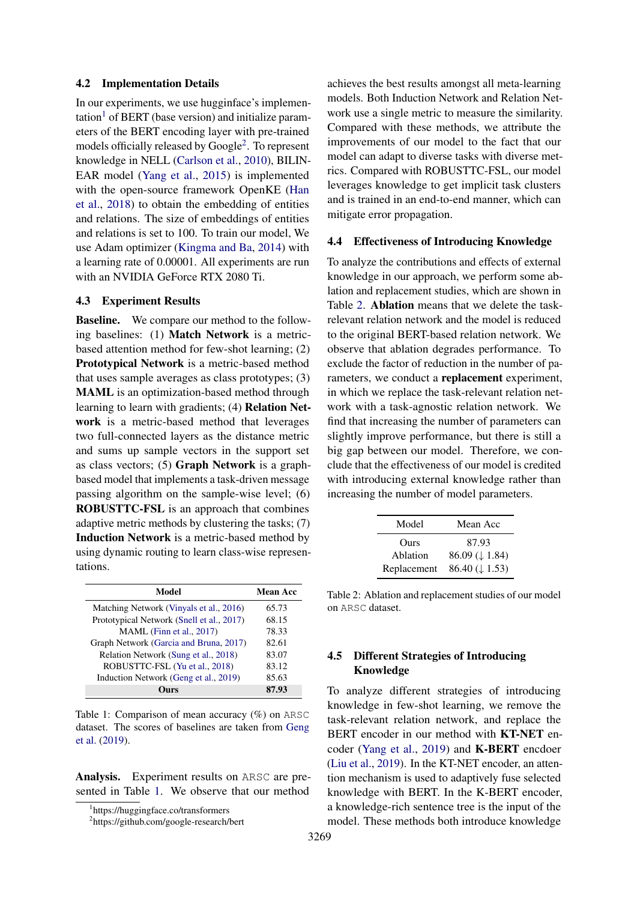### 4.2 Implementation Details

In our experiments, we use hugginface's implementation[1] of BERT (base version) and initialize parameters of the BERT encoding layer with pre-trained models officially released by Google[2]. To represent knowledge in NELL (Carlson et al., 2010), BILINEAR model (Yang et al., 2015) is implemented with the open-source framework OpenKE (Han et al., 2018) to obtain the embedding of entities and relations. The size of embeddings of entities and relations is set to 100. To train our model, We use Adam optimizer (Kingma and Ba, 2014) with a learning rate of 0.00001. All experiments are run with an NVIDIA GeForce RTX 2080 Ti.

### 4.3 Experiment Results

**Baseline.** We compare our method to the following baselines: (1) **Match Network** is a metric-based attention method for few-shot learning; (2) **Prototypical Network** is a metric-based method that uses sample averages as class prototypes; (3) **MAML** is an optimization-based method through learning to learn with gradients; (4) **Relation Network** is a metric-based method that leverages two full-connected layers as the distance metric and sums up sample vectors in the support set as class vectors; (5) **Graph Network** is a graph-based model that implements a task-driven message passing algorithm on the sample-wise level; (6) **ROBUSTTC-FSL** is an approach that combines adaptive metric methods by clustering the tasks; (7) **Induction Network** is a metric-based method by using dynamic routing to learn class-wise representations.

| Model | Mean Acc |
|---|---|
| Matching Network (Vinyals et al., 2016) | 65.73 |
| Prototypical Network (Snell et al., 2017) | 68.15 |
| MAML (Finn et al., 2017) | 78.33 |
| Graph Network (Garcia and Bruna, 2017) | 82.61 |
| Relation Network (Sung et al., 2018) | 83.07 |
| ROBUSTTC-FSL (Yu et al., 2018) | 83.12 |
| Induction Network (Geng et al., 2019) | 85.63 |
| **Ours** | **87.93** |

Table 1: Comparison of mean accuracy (%) on ARSC dataset. The scores of baselines are taken from Geng et al. (2019).

**Analysis.** Experiment results on ARSC are presented in Table 1. We observe that our method achieves the best results amongst all meta-learning models. Both Induction Network and Relation Network use a single metric to measure the similarity. Compared with these methods, we attribute the improvements of our model to the fact that our model can adapt to diverse tasks with diverse metrics. Compared with ROBUSTTC-FSL, our model leverages knowledge to get implicit task clusters and is trained in an end-to-end manner, which can mitigate error propagation.

### 4.4 Effectiveness of Introducing Knowledge

To analyze the contributions and effects of external knowledge in our approach, we perform some ablation and replacement studies, which are shown in Table 2. **Ablation** means that we delete the task-relevant relation network and the model is reduced to the original BERT-based relation network. We observe that ablation degrades performance. To exclude the factor of reduction in the number of parameters, we conduct a **replacement** experiment, in which we replace the task-relevant relation network with a task-agnostic relation network. We find that increasing the number of parameters can slightly improve performance, but there is still a big gap between our model. Therefore, we conclude that the effectiveness of our model is credited with introducing external knowledge rather than increasing the number of model parameters.

| Model | Mean Acc |
|---|---|
| Ours | 87.93 |
| Ablation | 86.09 (↓ 1.84) |
| Replacement | 86.40 (↓ 1.53) |

Table 2: Ablation and replacement studies of our model on ARSC dataset.

### 4.5 Different Strategies of Introducing Knowledge

To analyze different strategies of introducing knowledge in few-shot learning, we remove the task-relevant relation network, and replace the BERT encoder in our method with **KT-NET** encoder (Yang et al., 2019) and **K-BERT** encdoer (Liu et al., 2019). In the KT-NET encoder, an attention mechanism is used to adaptively fuse selected knowledge with BERT. In the K-BERT encoder, a knowledge-rich sentence tree is the input of the model. These methods both introduce knowledge

[1] https://huggingface.co/transformers

[2] https://github.com/google-research/bert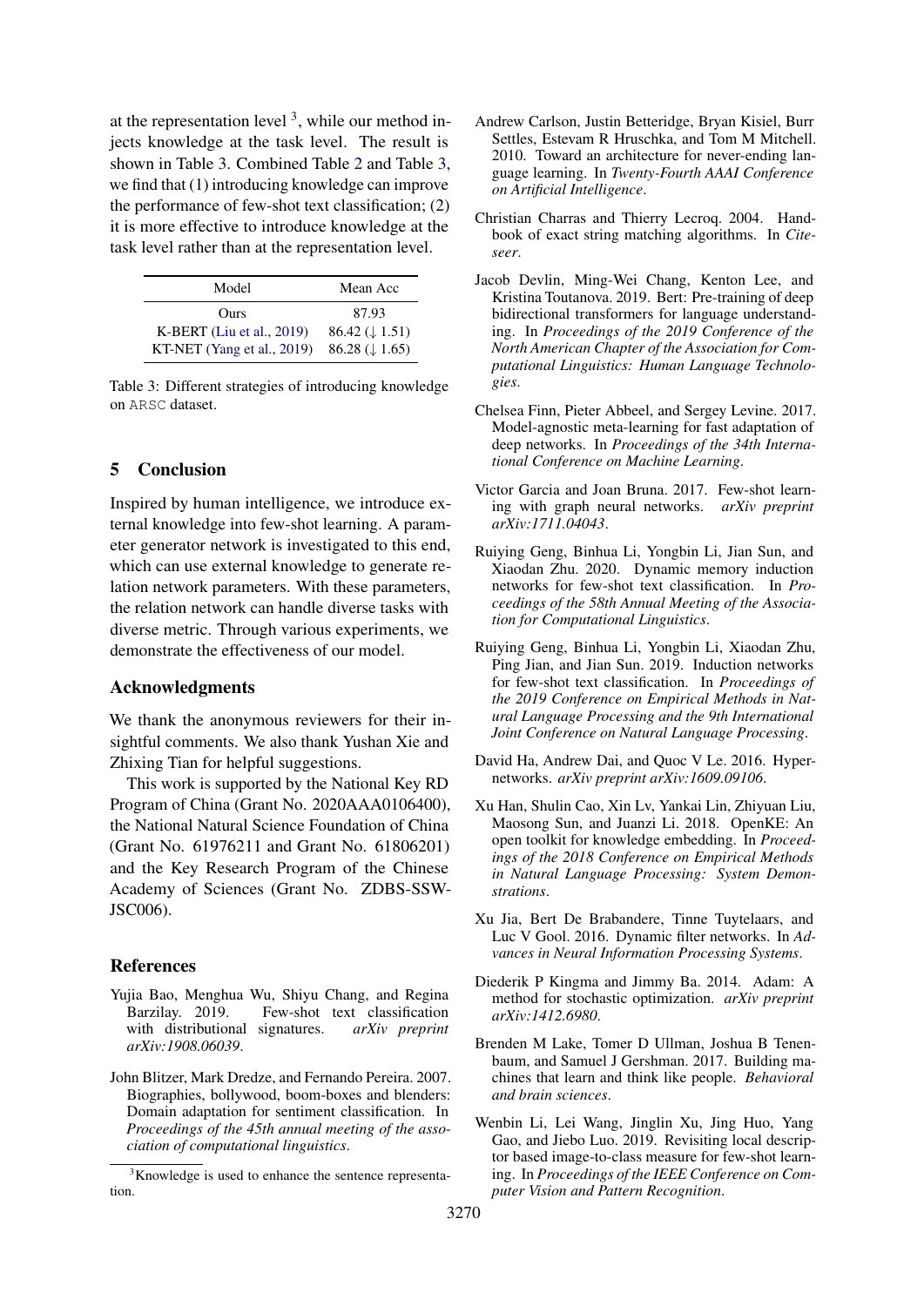at the representation level [3], while our method injects knowledge at the task level. The result is shown in Table 3. Combined Table 2 and Table 3, we find that (1) introducing knowledge can improve the performance of few-shot text classification; (2) it is more effective to introduce knowledge at the task level rather than at the representation level.

| Model | Mean Acc |
|---|---|
| Ours | 87.93 |
| K-BERT (Liu et al., 2019) | 86.42 (↓ 1.51) |
| KT-NET (Yang et al., 2019) | 86.28 (↓ 1.65) |

Table 3: Different strategies of introducing knowledge on ARSC dataset.

## 5 Conclusion

Inspired by human intelligence, we introduce external knowledge into few-shot learning. A parameter generator network is investigated to this end, which can use external knowledge to generate relation network parameters. With these parameters, the relation network can handle diverse tasks with diverse metric. Through various experiments, we demonstrate the effectiveness of our model.

## Acknowledgments

We thank the anonymous reviewers for their insightful comments. We also thank Yushan Xie and Zhixing Tian for helpful suggestions.

This work is supported by the National Key RD Program of China (Grant No. 2020AAA0106400), the National Natural Science Foundation of China (Grant No. 61976211 and Grant No. 61806201) and the Key Research Program of the Chinese Academy of Sciences (Grant No. ZDBS-SSW-JSC006).

## References

Yujia Bao, Menghua Wu, Shiyu Chang, and Regina Barzilay. 2019. Few-shot text classification with distributional signatures. *arXiv preprint arXiv:1908.06039*.

John Blitzer, Mark Dredze, and Fernando Pereira. 2007. Biographies, bollywood, boom-boxes and blenders: Domain adaptation for sentiment classification. In *Proceedings of the 45th annual meeting of the association of computational linguistics*.

Andrew Carlson, Justin Betteridge, Bryan Kisiel, Burr Settles, Estevam R Hruschka, and Tom M Mitchell. 2010. Toward an architecture for never-ending language learning. In *Twenty-Fourth AAAI Conference on Artificial Intelligence*.

Christian Charras and Thierry Lecroq. 2004. Handbook of exact string matching algorithms. In *Citeseer*.

Jacob Devlin, Ming-Wei Chang, Kenton Lee, and Kristina Toutanova. 2019. Bert: Pre-training of deep bidirectional transformers for language understanding. In *Proceedings of the 2019 Conference of the North American Chapter of the Association for Computational Linguistics: Human Language Technologies*.

Chelsea Finn, Pieter Abbeel, and Sergey Levine. 2017. Model-agnostic meta-learning for fast adaptation of deep networks. In *Proceedings of the 34th International Conference on Machine Learning*.

Victor Garcia and Joan Bruna. 2017. Few-shot learning with graph neural networks. *arXiv preprint arXiv:1711.04043*.

Ruiying Geng, Binhua Li, Yongbin Li, Jian Sun, and Xiaodan Zhu. 2020. Dynamic memory induction networks for few-shot text classification. In *Proceedings of the 58th Annual Meeting of the Association for Computational Linguistics*.

Ruiying Geng, Binhua Li, Yongbin Li, Xiaodan Zhu, Ping Jian, and Jian Sun. 2019. Induction networks for few-shot text classification. In *Proceedings of the 2019 Conference on Empirical Methods in Natural Language Processing and the 9th International Joint Conference on Natural Language Processing*.

David Ha, Andrew Dai, and Quoc V Le. 2016. Hypernetworks. *arXiv preprint arXiv:1609.09106*.

Xu Han, Shulin Cao, Xin Lv, Yankai Lin, Zhiyuan Liu, Maosong Sun, and Juanzi Li. 2018. OpenKE: An open toolkit for knowledge embedding. In *Proceedings of the 2018 Conference on Empirical Methods in Natural Language Processing: System Demonstrations*.

Xu Jia, Bert De Brabandere, Tinne Tuytelaars, and Luc V Gool. 2016. Dynamic filter networks. In *Advances in Neural Information Processing Systems*.

Diederik P Kingma and Jimmy Ba. 2014. Adam: A method for stochastic optimization. *arXiv preprint arXiv:1412.6980*.

Brenden M Lake, Tomer D Ullman, Joshua B Tenenbaum, and Samuel J Gershman. 2017. Building machines that learn and think like people. *Behavioral and brain sciences*.

Wenbin Li, Lei Wang, Jinglin Xu, Jing Huo, Yang Gao, and Jiebo Luo. 2019. Revisiting local descriptor based image-to-class measure for few-shot learning. In *Proceedings of the IEEE Conference on Computer Vision and Pattern Recognition*.

[3] Knowledge is used to enhance the sentence representation.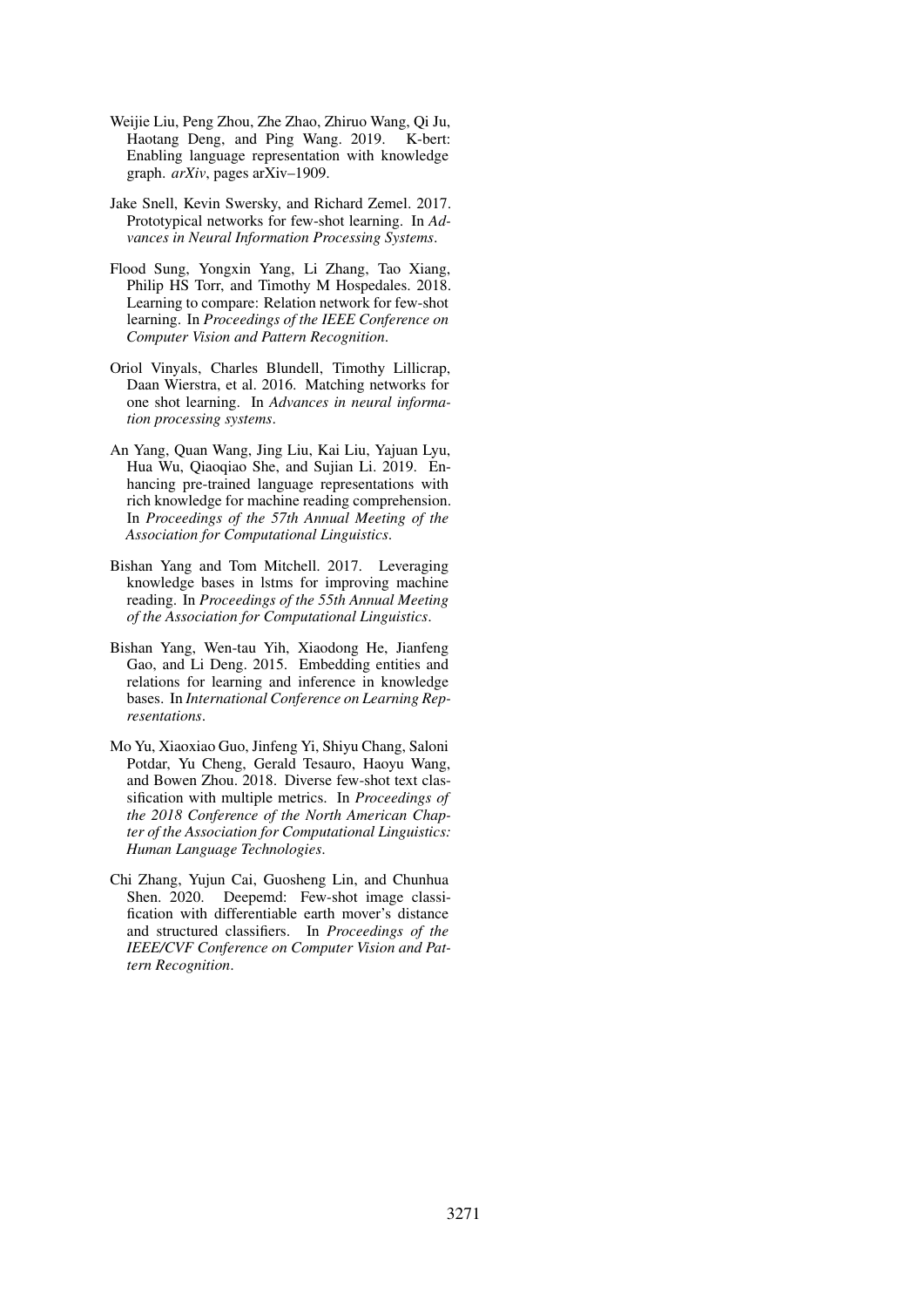Weijie Liu, Peng Zhou, Zhe Zhao, Zhiruo Wang, Qi Ju, Haotang Deng, and Ping Wang. 2019. K-bert: Enabling language representation with knowledge graph. *arXiv*, pages arXiv–1909.

Jake Snell, Kevin Swersky, and Richard Zemel. 2017. Prototypical networks for few-shot learning. In *Advances in Neural Information Processing Systems*.

Flood Sung, Yongxin Yang, Li Zhang, Tao Xiang, Philip HS Torr, and Timothy M Hospedales. 2018. Learning to compare: Relation network for few-shot learning. In *Proceedings of the IEEE Conference on Computer Vision and Pattern Recognition*.

Oriol Vinyals, Charles Blundell, Timothy Lillicrap, Daan Wierstra, et al. 2016. Matching networks for one shot learning. In *Advances in neural information processing systems*.

An Yang, Quan Wang, Jing Liu, Kai Liu, Yajuan Lyu, Hua Wu, Qiaoqiao She, and Sujian Li. 2019. Enhancing pre-trained language representations with rich knowledge for machine reading comprehension. In *Proceedings of the 57th Annual Meeting of the Association for Computational Linguistics*.

Bishan Yang and Tom Mitchell. 2017. Leveraging knowledge bases in lstms for improving machine reading. In *Proceedings of the 55th Annual Meeting of the Association for Computational Linguistics*.

Bishan Yang, Wen-tau Yih, Xiaodong He, Jianfeng Gao, and Li Deng. 2015. Embedding entities and relations for learning and inference in knowledge bases. In *International Conference on Learning Representations*.

Mo Yu, Xiaoxiao Guo, Jinfeng Yi, Shiyu Chang, Saloni Potdar, Yu Cheng, Gerald Tesauro, Haoyu Wang, and Bowen Zhou. 2018. Diverse few-shot text classification with multiple metrics. In *Proceedings of the 2018 Conference of the North American Chapter of the Association for Computational Linguistics: Human Language Technologies*.

Chi Zhang, Yujun Cai, Guosheng Lin, and Chunhua Shen. 2020. Deepemd: Few-shot image classification with differentiable earth mover's distance and structured classifiers. In *Proceedings of the IEEE/CVF Conference on Computer Vision and Pattern Recognition*.